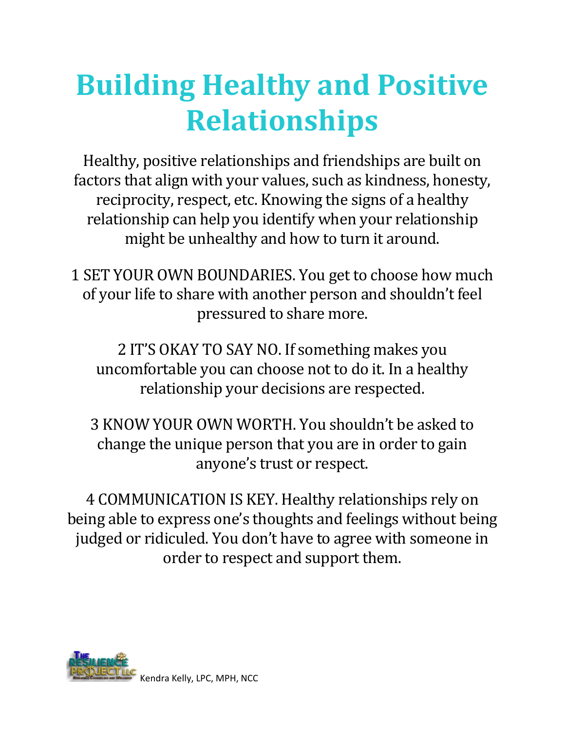# Building Healthy and Positive Relationships

Healthy, positive relationships and friendships are built on factors that align with your values, such as kindness, honesty, reciprocity, respect, etc. Knowing the signs of a healthy relationship can help you identify when your relationship might be unhealthy and how to turn it around.

1 SET YOUR OWN BOUNDARIES. You get to choose how much of your life to share with another person and shouldn't feel pressured to share more.

2 IT'S OKAY TO SAY NO. If something makes you uncomfortable you can choose not to do it. In a healthy relationship your decisions are respected.

3 KNOW YOUR OWN WORTH. You shouldn't be asked to change the unique person that you are in order to gain anyone's trust or respect.

4 COMMUNICATION IS KEY. Healthy relationships rely on being able to express one's thoughts and feelings without being judged or ridiculed. You don't have to agree with someone in order to respect and support them.

The Resilience Project LLC — Resilience Counseling and Wellness — Kendra Kelly, LPC, MPH, NCC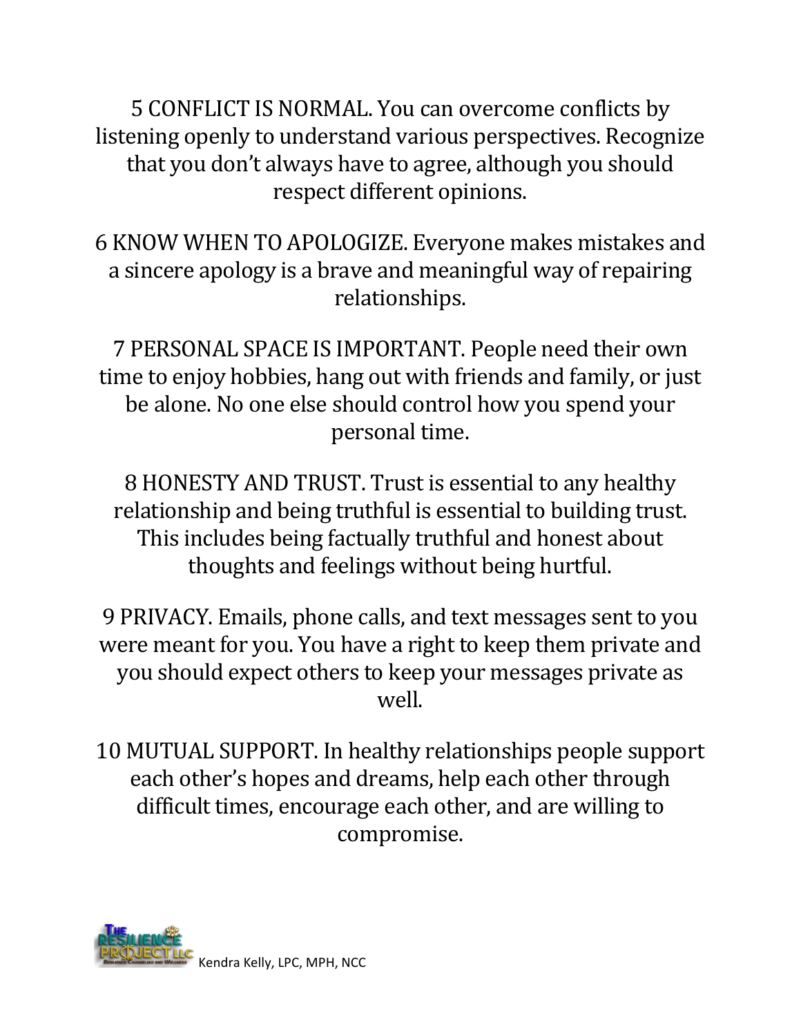5 CONFLICT IS NORMAL. You can overcome conflicts by listening openly to understand various perspectives. Recognize that you don't always have to agree, although you should respect different opinions.

6 KNOW WHEN TO APOLOGIZE. Everyone makes mistakes and a sincere apology is a brave and meaningful way of repairing relationships.

7 PERSONAL SPACE IS IMPORTANT. People need their own time to enjoy hobbies, hang out with friends and family, or just be alone. No one else should control how you spend your personal time.

8 HONESTY AND TRUST. Trust is essential to any healthy relationship and being truthful is essential to building trust. This includes being factually truthful and honest about thoughts and feelings without being hurtful.

9 PRIVACY. Emails, phone calls, and text messages sent to you were meant for you. You have a right to keep them private and you should expect others to keep your messages private as well.

10 MUTUAL SUPPORT. In healthy relationships people support each other's hopes and dreams, help each other through difficult times, encourage each other, and are willing to compromise.

The Resilience Project LLC — Resilience Counseling and Wellness

Kendra Kelly, LPC, MPH, NCC